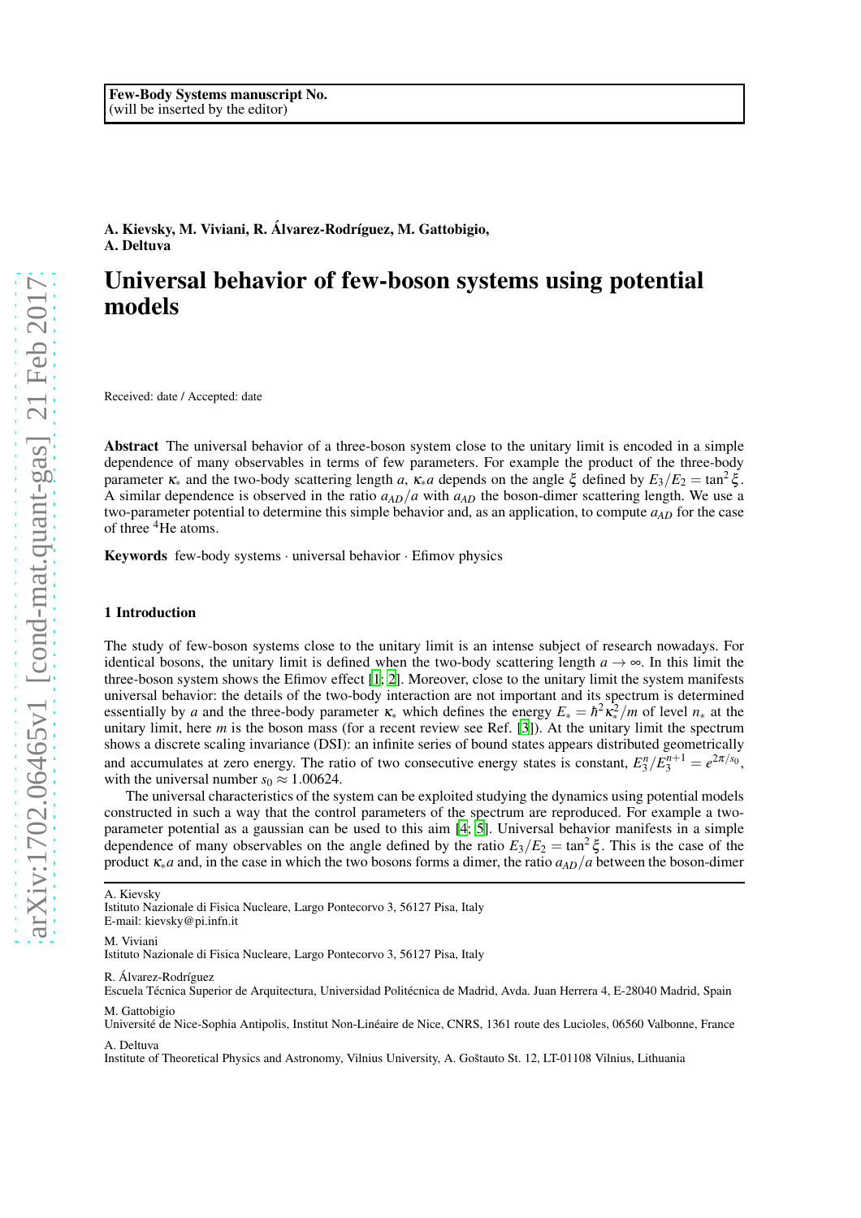Few-Body Systems manuscript No.
(will be inserted by the editor)

A. Kievsky, M. Viviani, R. Álvarez-Rodríguez, M. Gattobigio, A. Deltuva

# Universal behavior of few-boson systems using potential models

Received: date / Accepted: date

**Abstract** The universal behavior of a three-boson system close to the unitary limit is encoded in a simple dependence of many observables in terms of few parameters. For example the product of the three-body parameter $\kappa_*$ and the two-body scattering length $a$, $\kappa_* a$ depends on the angle $\xi$ defined by $E_3/E_2 = \tan^2\xi$. A similar dependence is observed in the ratio $a_{AD}/a$ with $a_{AD}$ the boson-dimer scattering length. We use a two-parameter potential to determine this simple behavior and, as an application, to compute $a_{AD}$ for the case of three $^4$He atoms.

**Keywords** few-body systems · universal behavior · Efimov physics

## 1 Introduction

The study of few-boson systems close to the unitary limit is an intense subject of research nowadays. For identical bosons, the unitary limit is defined when the two-body scattering length $a \to \infty$. In this limit the three-boson system shows the Efimov effect [1; 2]. Moreover, close to the unitary limit the system manifests universal behavior: the details of the two-body interaction are not important and its spectrum is determined essentially by $a$ and the three-body parameter $\kappa_*$ which defines the energy $E_* = \hbar^2\kappa_*^2/m$ of level $n_*$ at the unitary limit, here $m$ is the boson mass (for a recent review see Ref. [3]). At the unitary limit the spectrum shows a discrete scaling invariance (DSI): an infinite series of bound states appears distributed geometrically and accumulates at zero energy. The ratio of two consecutive energy states is constant, $E_3^n/E_3^{n+1} = e^{2\pi/s_0}$, with the universal number $s_0 \approx 1.00624$.

The universal characteristics of the system can be exploited studying the dynamics using potential models constructed in such a way that the control parameters of the spectrum are reproduced. For example a two-parameter potential as a gaussian can be used to this aim [4; 5]. Universal behavior manifests in a simple dependence of many observables on the angle defined by the ratio $E_3/E_2 = \tan^2\xi$. This is the case of the product $\kappa_* a$ and, in the case in which the two bosons forms a dimer, the ratio $a_{AD}/a$ between the boson-dimer

A. Kievsky
Istituto Nazionale di Fisica Nucleare, Largo Pontecorvo 3, 56127 Pisa, Italy
E-mail: kievsky@pi.infn.it

M. Viviani
Istituto Nazionale di Fisica Nucleare, Largo Pontecorvo 3, 56127 Pisa, Italy

R. Álvarez-Rodríguez
Escuela Técnica Superior de Arquitectura, Universidad Politécnica de Madrid, Avda. Juan Herrera 4, E-28040 Madrid, Spain

M. Gattobigio
Université de Nice-Sophia Antipolis, Institut Non-Linéaire de Nice, CNRS, 1361 route des Lucioles, 06560 Valbonne, France

A. Deltuva
Institute of Theoretical Physics and Astronomy, Vilnius University, A. Goštauto St. 12, LT-01108 Vilnius, Lithuania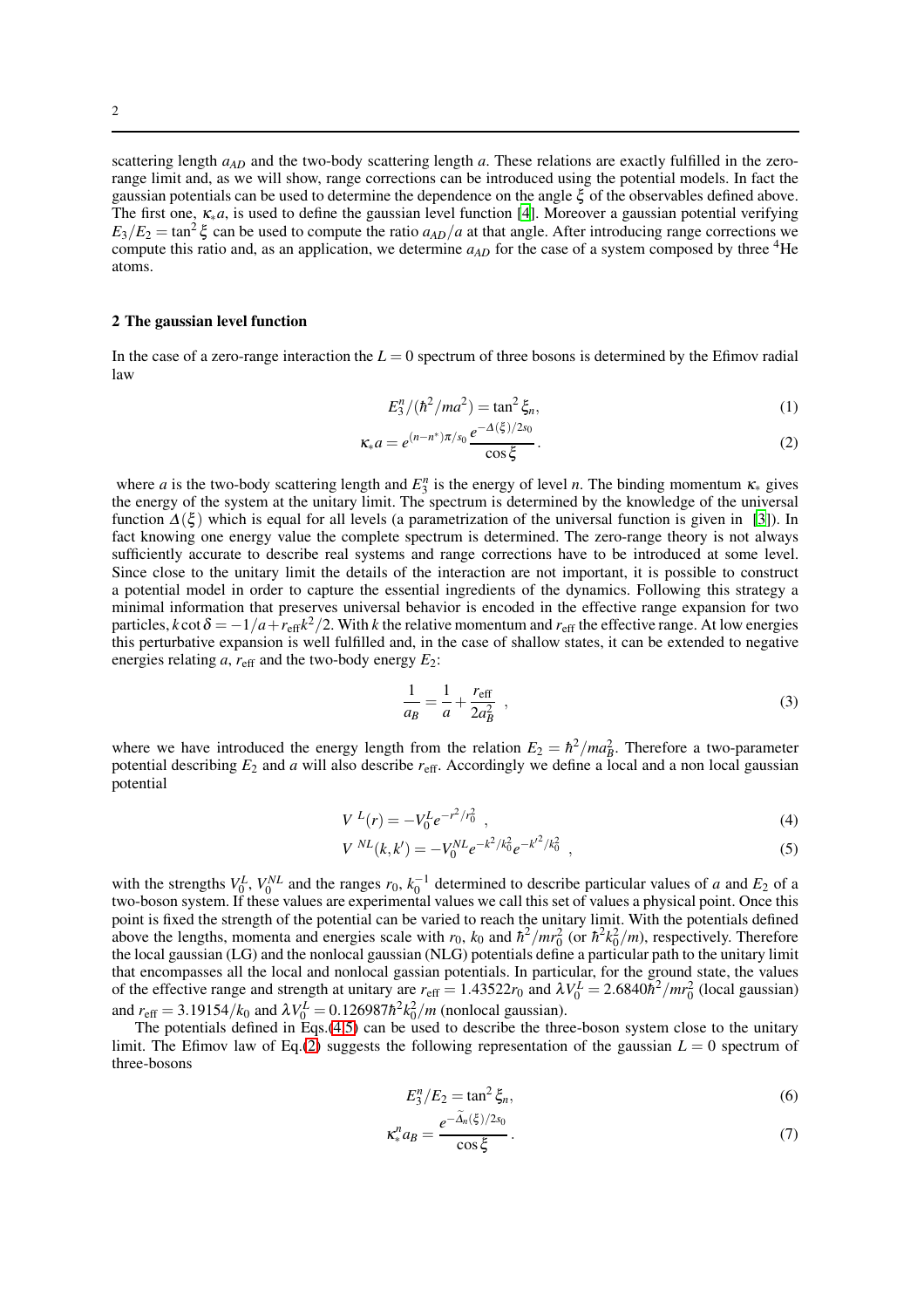scattering length $a_{AD}$ and the two-body scattering length $a$. These relations are exactly fulfilled in the zero-range limit and, as we will show, range corrections can be introduced using the potential models. In fact the gaussian potentials can be used to determine the dependence on the angle $\xi$ of the observables defined above. The first one, $\kappa_* a$, is used to define the gaussian level function [4]. Moreover a gaussian potential verifying $E_3/E_2 = \tan^2\xi$ can be used to compute the ratio $a_{AD}/a$ at that angle. After introducing range corrections we compute this ratio and, as an application, we determine $a_{AD}$ for the case of a system composed by three $^4$He atoms.

## 2 The gaussian level function

In the case of a zero-range interaction the $L=0$ spectrum of three bosons is determined by the Efimov radial law

$$E_3^n/(\hbar^2/ma^2) = \tan^2\xi_n, \tag{1}$$

$$\kappa_* a = e^{(n-n^*)\pi/s_0}\frac{e^{-\Delta(\xi)/2s_0}}{\cos\xi}. \tag{2}$$

where $a$ is the two-body scattering length and $E_3^n$ is the energy of level $n$. The binding momentum $\kappa_*$ gives the energy of the system at the unitary limit. The spectrum is determined by the knowledge of the universal function $\Delta(\xi)$ which is equal for all levels (a parametrization of the universal function is given in [3]). In fact knowing one energy value the complete spectrum is determined. The zero-range theory is not always sufficiently accurate to describe real systems and range corrections have to be introduced at some level. Since close to the unitary limit the details of the interaction are not important, it is possible to construct a potential model in order to capture the essential ingredients of the dynamics. Following this strategy a minimal information that preserves universal behavior is encoded in the effective range expansion for two particles, $k\cot\delta = -1/a + r_{\text{eff}}k^2/2$. With $k$ the relative momentum and $r_{\text{eff}}$ the effective range. At low energies this perturbative expansion is well fulfilled and, in the case of shallow states, it can be extended to negative energies relating $a$, $r_{\text{eff}}$ and the two-body energy $E_2$:

$$\frac{1}{a_B} = \frac{1}{a} + \frac{r_{\text{eff}}}{2a_B^2}\ , \tag{3}$$

where we have introduced the energy length from the relation $E_2 = \hbar^2/ma_B^2$. Therefore a two-parameter potential describing $E_2$ and $a$ will also describe $r_{\text{eff}}$. Accordingly we define a local and a non local gaussian potential

$$V^{\,L}(r) = -V_0^L e^{-r^2/r_0^2}\ , \tag{4}$$

$$V^{\,NL}(k,k') = -V_0^{NL} e^{-k^2/k_0^2} e^{-k'^2/k_0^2}\ , \tag{5}$$

with the strengths $V_0^L$, $V_0^{NL}$ and the ranges $r_0$, $k_0^{-1}$ determined to describe particular values of $a$ and $E_2$ of a two-boson system. If these values are experimental values we call this set of values a physical point. Once this point is fixed the strength of the potential can be varied to reach the unitary limit. With the potentials defined above the lengths, momenta and energies scale with $r_0$, $k_0$ and $\hbar^2/mr_0^2$ (or $\hbar^2k_0^2/m$), respectively. Therefore the local gaussian (LG) and the nonlocal gaussian (NLG) potentials define a particular path to the unitary limit that encompasses all the local and nonlocal gassian potentials. In particular, for the ground state, the values of the effective range and strength at unitary are $r_{\text{eff}} = 1.43522r_0$ and $\lambda V_0^L = 2.6840\hbar^2/mr_0^2$ (local gaussian) and $r_{\text{eff}} = 3.19154/k_0$ and $\lambda V_0^L = 0.126987\hbar^2k_0^2/m$ (nonlocal gaussian).

The potentials defined in Eqs.(4,5) can be used to describe the three-boson system close to the unitary limit. The Efimov law of Eq.(2) suggests the following representation of the gaussian $L=0$ spectrum of three-bosons

$$E_3^n/E_2 = \tan^2\xi_n, \tag{6}$$

$$\kappa_*^n a_B = \frac{e^{-\widetilde{\Delta}_n(\xi)/2s_0}}{\cos\xi}. \tag{7}$$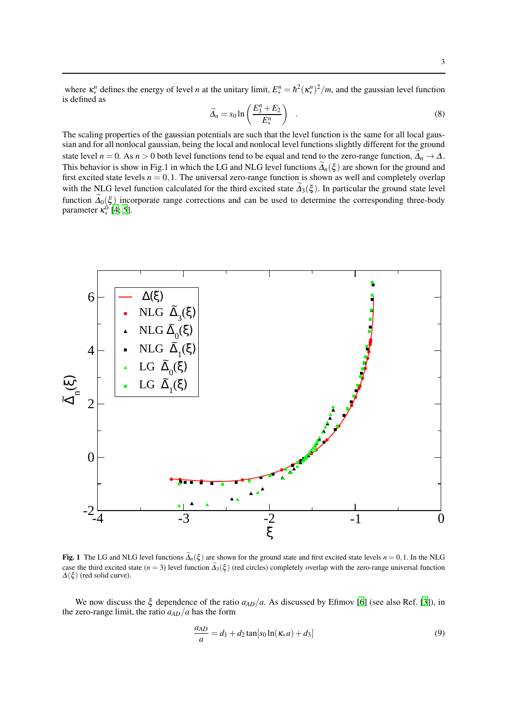where $\kappa_*^n$ defines the energy of level $n$ at the unitary limit, $E_*^n = \hbar^2(\kappa_*^n)^2/m$, and the gaussian level function is defined as

$$\widetilde{\Delta}_n = s_0 \ln\left(\frac{E_3^n + E_2}{E_*^n}\right) \quad . \tag{8}$$

The scaling properties of the gaussian potentials are such that the level function is the same for all local gaussian and for all nonlocal gaussian, being the local and nonlocal level functions slightly different for the ground state level $n = 0$. As $n > 0$ both level functions tend to be equal and tend to the zero-range function, $\widetilde{\Delta}_n \to \Delta$. This behavior is show in Fig.1 in which the LG and NLG level functions $\widetilde{\Delta}_n(\xi)$ are shown for the ground and first excited state levels $n = 0, 1$. The universal zero-range function is shown as well and completely overlap with the NLG level function calculated for the third excited state $\widetilde{\Delta}_3(\xi)$. In particular the ground state level function $\widetilde{\Delta}_0(\xi)$ incorporate range corrections and can be used to determine the corresponding three-body parameter $\kappa_*^0$ [4, 5].

**Fig. 1** The LG and NLG level functions $\widetilde{\Delta}_n(\xi)$ are shown for the ground state and first excited state levels $n = 0, 1$. In the NLG case the third excited state ($n = 3$) level function $\widetilde{\Delta}_3(\xi)$ (red circles) completely overlap with the zero-range universal function $\Delta(\xi)$ (red solid curve).

We now discuss the $\xi$ dependence of the ratio $a_{AD}/a$. As discussed by Efimov [6] (see also Ref. [3]), in the zero-range limit, the ratio $a_{AD}/a$ has the form

$$\frac{a_{AD}}{a} = d_1 + d_2 \tan[s_0 \ln(\kappa_* a) + d_3] \tag{9}$$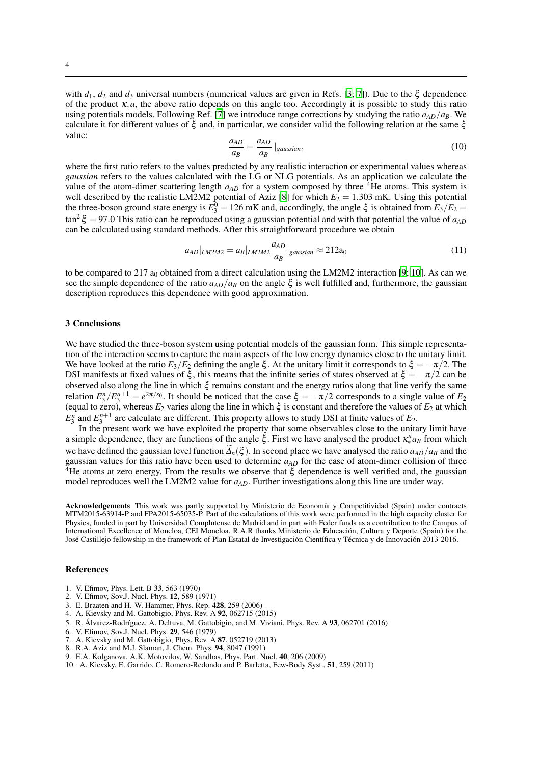with $d_1$, $d_2$ and $d_3$ universal numbers (numerical values are given in Refs. [3; 7]). Due to the $\xi$ dependence of the product $\kappa_* a$, the above ratio depends on this angle too. Accordingly it is possible to study this ratio using potentials models. Following Ref. [7] we introduce range corrections by studying the ratio $a_{AD}/a_B$. We calculate it for different values of $\xi$ and, in particular, we consider valid the following relation at the same $\xi$ value:

$$\frac{a_{AD}}{a_B} = \frac{a_{AD}}{a_B}\,|_{gaussian}, \tag{10}$$

where the first ratio refers to the values predicted by any realistic interaction or experimental values whereas *gaussian* refers to the values calculated with the LG or NLG potentials. As an application we calculate the value of the atom-dimer scattering length $a_{AD}$ for a system composed by three $^4$He atoms. This system is well described by the realistic LM2M2 potential of Aziz [8] for which $E_2 = 1.303$ mK. Using this potential the three-boson ground state energy is $E_3^0 = 126$ mK and, accordingly, the angle $\xi$ is obtained from $E_3/E_2 = \tan^2\xi = 97.0$ This ratio can be reproduced using a gaussian potential and with that potential the value of $a_{AD}$ can be calculated using standard methods. After this straightforward procedure we obtain

$$a_{AD}|_{LM2M2} = a_B|_{LM2M2}\frac{a_{AD}}{a_B}|_{gaussian} \approx 212\mathrm{a}_0 \tag{11}$$

to be compared to 217 $\mathrm{a}_0$ obtained from a direct calculation using the LM2M2 interaction [9; 10]. As can we see the simple dependence of the ratio $a_{AD}/a_B$ on the angle $\xi$ is well fulfilled and, furthermore, the gaussian description reproduces this dependence with good approximation.

## 3 Conclusions

We have studied the three-boson system using potential models of the gaussian form. This simple representation of the interaction seems to capture the main aspects of the low energy dynamics close to the unitary limit. We have looked at the ratio $E_3/E_2$ defining the angle $\xi$. At the unitary limit it corresponds to $\xi = -\pi/2$. The DSI manifests at fixed values of $\xi$, this means that the infinite series of states observed at $\xi = -\pi/2$ can be observed also along the line in which $\xi$ remains constant and the energy ratios along that line verify the same relation $E_3^n/E_3^{n+1} = e^{2\pi/s_0}$. It should be noticed that the case $\xi = -\pi/2$ corresponds to a single value of $E_2$ (equal to zero), whereas $E_2$ varies along the line in which $\xi$ is constant and therefore the values of $E_2$ at which $E_3^n$ and $E_3^{n+1}$ are calculate are different. This property allows to study DSI at finite values of $E_2$.

In the present work we have exploited the property that some observables close to the unitary limit have a simple dependence, they are functions of the angle $\xi$. First we have analysed the product $\kappa_*^n a_B$ from which we have defined the gaussian level function $\widetilde{\Delta}_n(\xi)$. In second place we have analysed the ratio $a_{AD}/a_B$ and the gaussian values for this ratio have been used to determine $a_{AD}$ for the case of atom-dimer collision of three $^4$He atoms at zero energy. From the results we observe that $\xi$ dependence is well verified and, the gaussian model reproduces well the LM2M2 value for $a_{AD}$. Further investigations along this line are under way.

**Acknowledgements** This work was partly supported by Ministerio de Economía y Competitividad (Spain) under contracts MTM2015-63914-P and FPA2015-65035-P. Part of the calculations of this work were performed in the high capacity cluster for Physics, funded in part by Universidad Complutense de Madrid and in part with Feder funds as a contribution to the Campus of International Excellence of Moncloa, CEI Moncloa. R.A.R thanks Ministerio de Educación, Cultura y Deporte (Spain) for the José Castillejo fellowship in the framework of Plan Estatal de Investigación Científica y Técnica y de Innovación 2013-2016.

## References

1. V. Efimov, Phys. Lett. B **33**, 563 (1970)
2. V. Efimov, Sov.J. Nucl. Phys. **12**, 589 (1971)
3. E. Braaten and H.-W. Hammer, Phys. Rep. **428**, 259 (2006)
4. A. Kievsky and M. Gattobigio, Phys. Rev. A **92**, 062715 (2015)
5. R. Álvarez-Rodríguez, A. Deltuva, M. Gattobigio, and M. Viviani, Phys. Rev. A **93**, 062701 (2016)
6. V. Efimov, Sov.J. Nucl. Phys. **29**, 546 (1979)
7. A. Kievsky and M. Gattobigio, Phys. Rev. A **87**, 052719 (2013)
8. R.A. Aziz and M.J. Slaman, J. Chem. Phys. **94**, 8047 (1991)
9. E.A. Kolganova, A.K. Motovilov, W. Sandhas, Phys. Part. Nucl. **40**, 206 (2009)
10. A. Kievsky, E. Garrido, C. Romero-Redondo and P. Barletta, Few-Body Syst., **51**, 259 (2011)